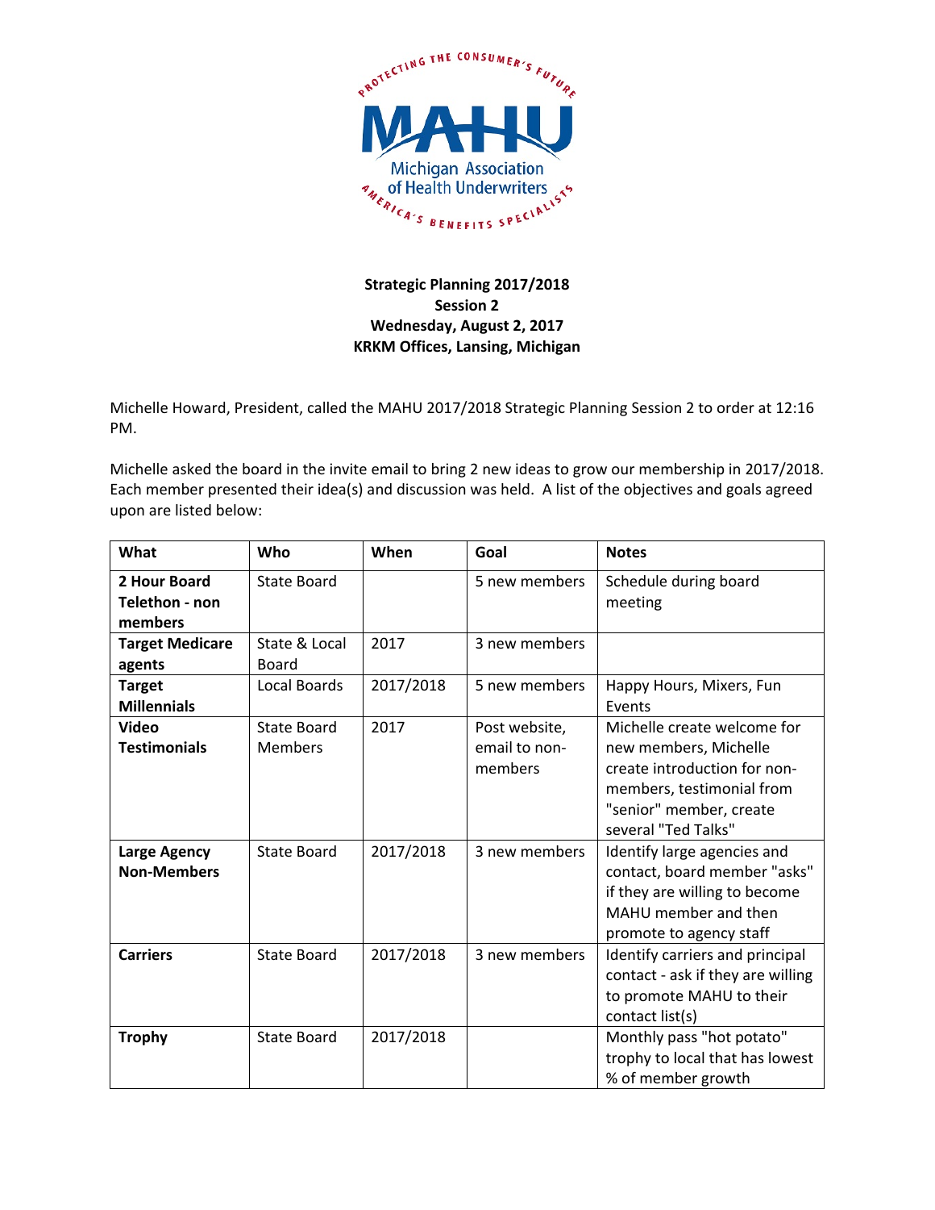**Strategic Planning 2017/2018**
**Session 2**
**Wednesday, August 2, 2017**
**KRKM Offices, Lansing, Michigan**

Michelle Howard, President, called the MAHU 2017/2018 Strategic Planning Session 2 to order at 12:16 PM.

Michelle asked the board in the invite email to bring 2 new ideas to grow our membership in 2017/2018. Each member presented their idea(s) and discussion was held. A list of the objectives and goals agreed upon are listed below:

| What | Who | When | Goal | Notes |
|---|---|---|---|---|
| **2 Hour Board Telethon - non members** | State Board | | 5 new members | Schedule during board meeting |
| **Target Medicare agents** | State & Local Board | 2017 | 3 new members | |
| **Target Millennials** | Local Boards | 2017/2018 | 5 new members | Happy Hours, Mixers, Fun Events |
| **Video Testimonials** | State Board Members | 2017 | Post website, email to non-members | Michelle create welcome for new members, Michelle create introduction for non-members, testimonial from "senior" member, create several "Ted Talks" |
| **Large Agency Non-Members** | State Board | 2017/2018 | 3 new members | Identify large agencies and contact, board member "asks" if they are willing to become MAHU member and then promote to agency staff |
| **Carriers** | State Board | 2017/2018 | 3 new members | Identify carriers and principal contact - ask if they are willing to promote MAHU to their contact list(s) |
| **Trophy** | State Board | 2017/2018 | | Monthly pass "hot potato" trophy to local that has lowest % of member growth |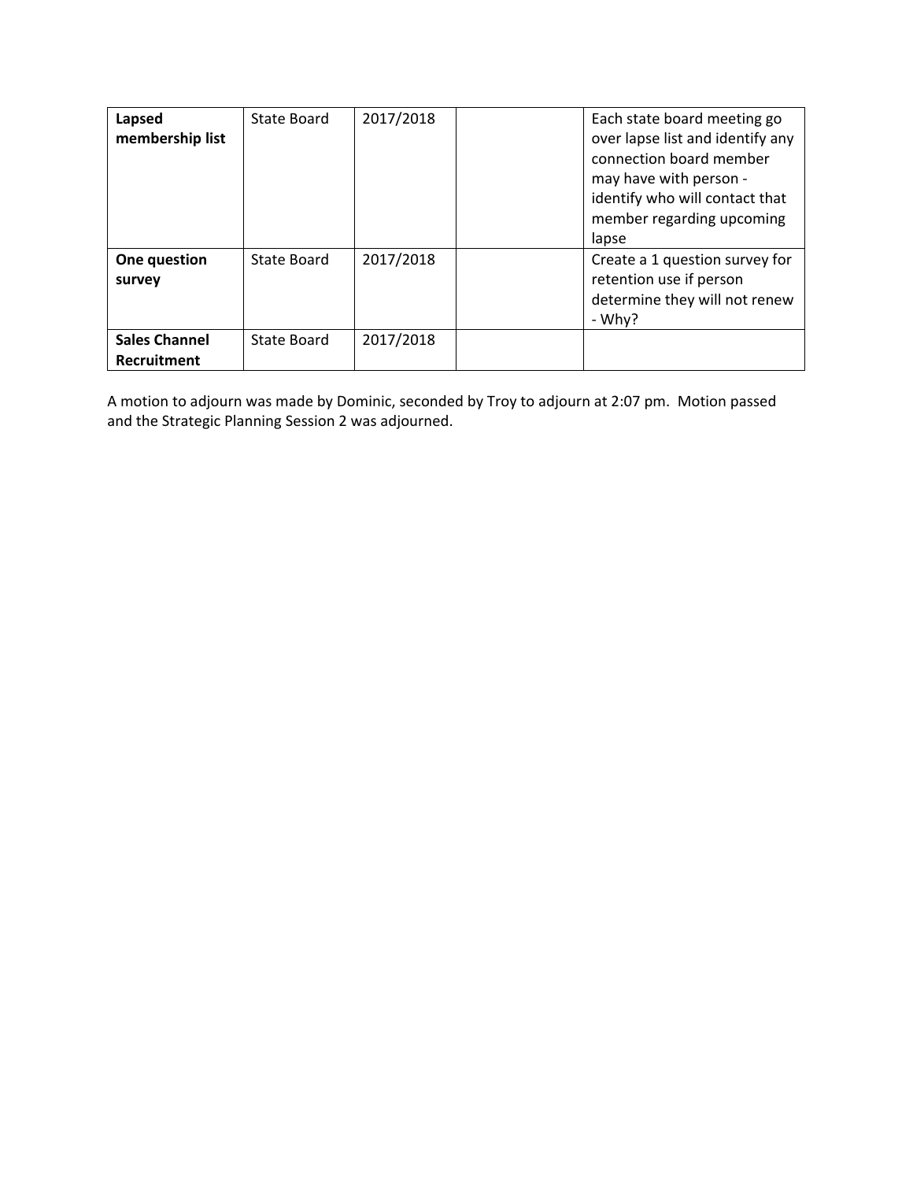| | | | | |
|---|---|---|---|---|
| **Lapsed membership list** | State Board | 2017/2018 | | Each state board meeting go over lapse list and identify any connection board member may have with person - identify who will contact that member regarding upcoming lapse |
| **One question survey** | State Board | 2017/2018 | | Create a 1 question survey for retention use if person determine they will not renew - Why? |
| **Sales Channel Recruitment** | State Board | 2017/2018 | | |

A motion to adjourn was made by Dominic, seconded by Troy to adjourn at 2:07 pm. Motion passed and the Strategic Planning Session 2 was adjourned.